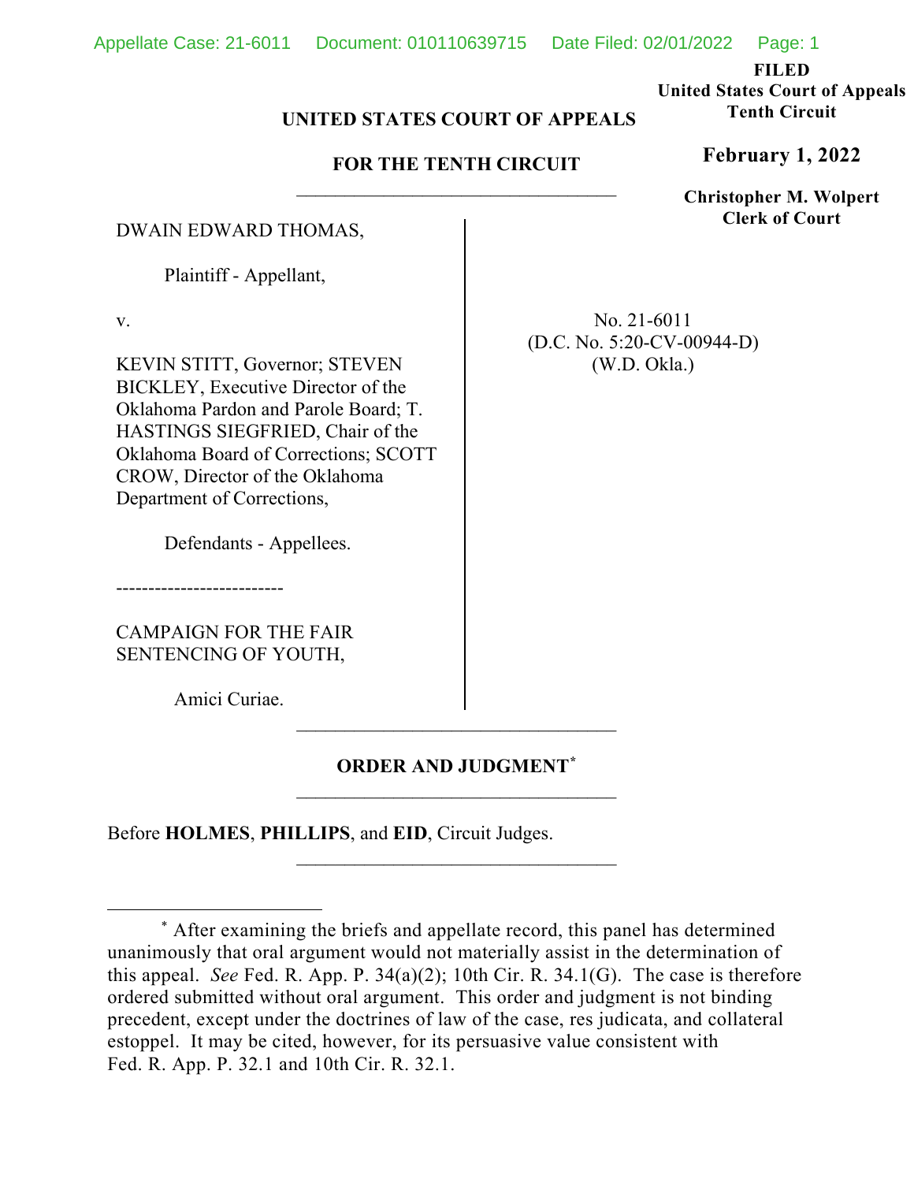**FILED**
**United States Court of Appeals**
**Tenth Circuit**

**February 1, 2022**

**Christopher M. Wolpert**
**Clerk of Court**

**UNITED STATES COURT OF APPEALS**

**FOR THE TENTH CIRCUIT**

---

DWAIN EDWARD THOMAS,

Plaintiff - Appellant,

v.

KEVIN STITT, Governor; STEVEN BICKLEY, Executive Director of the Oklahoma Pardon and Parole Board; T. HASTINGS SIEGFRIED, Chair of the Oklahoma Board of Corrections; SCOTT CROW, Director of the Oklahoma Department of Corrections,

Defendants - Appellees.

--------------------------

CAMPAIGN FOR THE FAIR SENTENCING OF YOUTH,

Amici Curiae.

No. 21-6011
(D.C. No. 5:20-CV-00944-D)
(W.D. Okla.)

---

**ORDER AND JUDGMENT***

---

Before **HOLMES**, **PHILLIPS**, and **EID**, Circuit Judges.

---

* After examining the briefs and appellate record, this panel has determined unanimously that oral argument would not materially assist in the determination of this appeal. *See* Fed. R. App. P. 34(a)(2); 10th Cir. R. 34.1(G). The case is therefore ordered submitted without oral argument. This order and judgment is not binding precedent, except under the doctrines of law of the case, res judicata, and collateral estoppel. It may be cited, however, for its persuasive value consistent with Fed. R. App. P. 32.1 and 10th Cir. R. 32.1.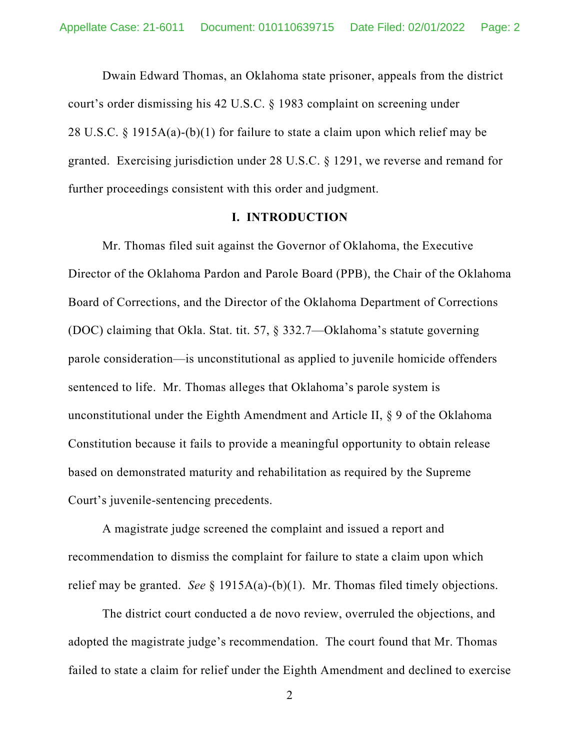Dwain Edward Thomas, an Oklahoma state prisoner, appeals from the district court's order dismissing his 42 U.S.C. § 1983 complaint on screening under 28 U.S.C. § 1915A(a)-(b)(1) for failure to state a claim upon which relief may be granted. Exercising jurisdiction under 28 U.S.C. § 1291, we reverse and remand for further proceedings consistent with this order and judgment.

## I. INTRODUCTION

Mr. Thomas filed suit against the Governor of Oklahoma, the Executive Director of the Oklahoma Pardon and Parole Board (PPB), the Chair of the Oklahoma Board of Corrections, and the Director of the Oklahoma Department of Corrections (DOC) claiming that Okla. Stat. tit. 57, § 332.7—Oklahoma's statute governing parole consideration—is unconstitutional as applied to juvenile homicide offenders sentenced to life. Mr. Thomas alleges that Oklahoma's parole system is unconstitutional under the Eighth Amendment and Article II, § 9 of the Oklahoma Constitution because it fails to provide a meaningful opportunity to obtain release based on demonstrated maturity and rehabilitation as required by the Supreme Court's juvenile-sentencing precedents.

A magistrate judge screened the complaint and issued a report and recommendation to dismiss the complaint for failure to state a claim upon which relief may be granted. *See* § 1915A(a)-(b)(1). Mr. Thomas filed timely objections.

The district court conducted a de novo review, overruled the objections, and adopted the magistrate judge's recommendation. The court found that Mr. Thomas failed to state a claim for relief under the Eighth Amendment and declined to exercise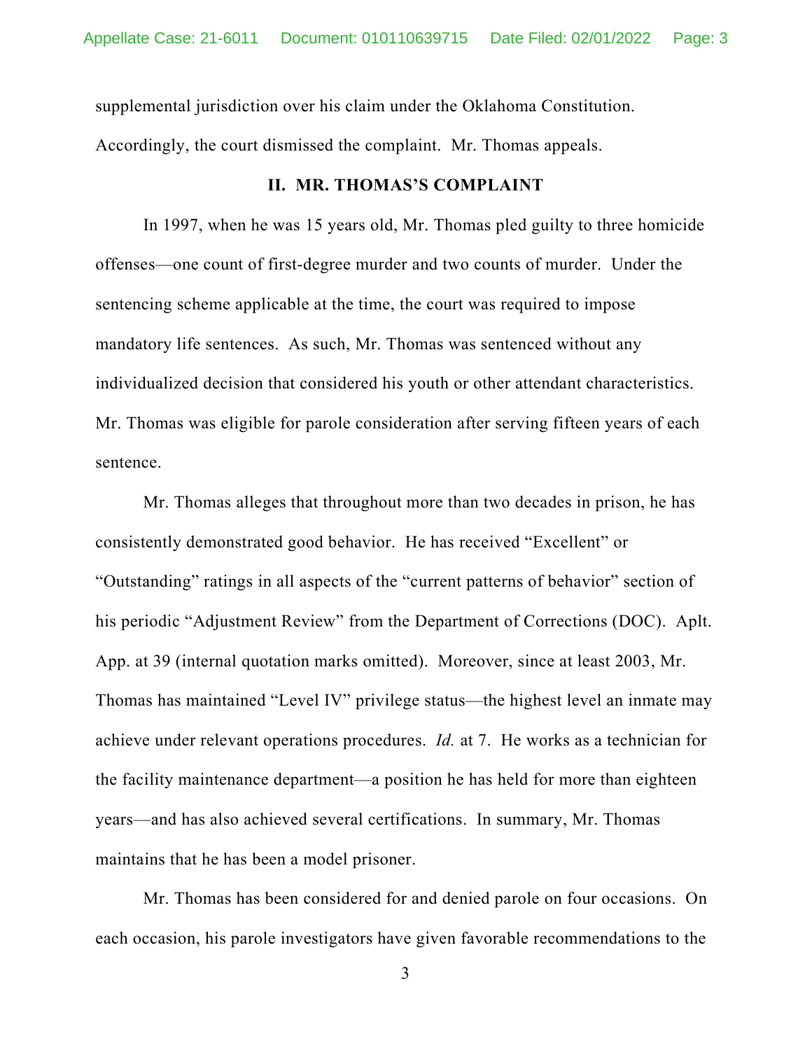supplemental jurisdiction over his claim under the Oklahoma Constitution. Accordingly, the court dismissed the complaint. Mr. Thomas appeals.

## II. MR. THOMAS'S COMPLAINT

In 1997, when he was 15 years old, Mr. Thomas pled guilty to three homicide offenses—one count of first-degree murder and two counts of murder. Under the sentencing scheme applicable at the time, the court was required to impose mandatory life sentences. As such, Mr. Thomas was sentenced without any individualized decision that considered his youth or other attendant characteristics. Mr. Thomas was eligible for parole consideration after serving fifteen years of each sentence.

Mr. Thomas alleges that throughout more than two decades in prison, he has consistently demonstrated good behavior. He has received "Excellent" or "Outstanding" ratings in all aspects of the "current patterns of behavior" section of his periodic "Adjustment Review" from the Department of Corrections (DOC). Aplt. App. at 39 (internal quotation marks omitted). Moreover, since at least 2003, Mr. Thomas has maintained "Level IV" privilege status—the highest level an inmate may achieve under relevant operations procedures. *Id.* at 7. He works as a technician for the facility maintenance department—a position he has held for more than eighteen years—and has also achieved several certifications. In summary, Mr. Thomas maintains that he has been a model prisoner.

Mr. Thomas has been considered for and denied parole on four occasions. On each occasion, his parole investigators have given favorable recommendations to the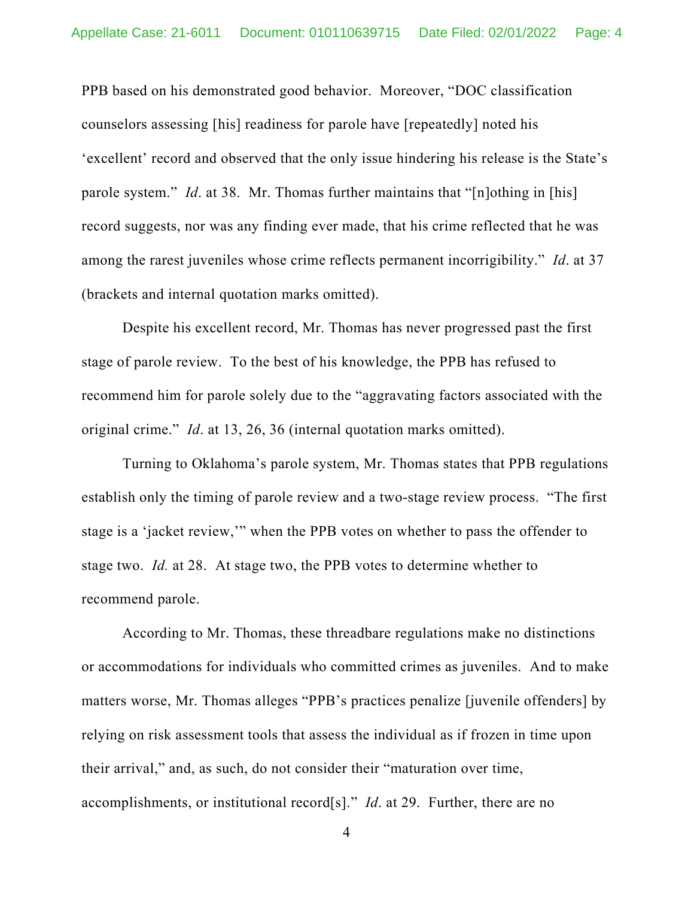PPB based on his demonstrated good behavior. Moreover, "DOC classification counselors assessing [his] readiness for parole have [repeatedly] noted his 'excellent' record and observed that the only issue hindering his release is the State's parole system." *Id*. at 38. Mr. Thomas further maintains that "[n]othing in [his] record suggests, nor was any finding ever made, that his crime reflected that he was among the rarest juveniles whose crime reflects permanent incorrigibility." *Id*. at 37 (brackets and internal quotation marks omitted).

Despite his excellent record, Mr. Thomas has never progressed past the first stage of parole review. To the best of his knowledge, the PPB has refused to recommend him for parole solely due to the "aggravating factors associated with the original crime." *Id*. at 13, 26, 36 (internal quotation marks omitted).

Turning to Oklahoma's parole system, Mr. Thomas states that PPB regulations establish only the timing of parole review and a two-stage review process. "The first stage is a 'jacket review,'" when the PPB votes on whether to pass the offender to stage two. *Id.* at 28. At stage two, the PPB votes to determine whether to recommend parole.

According to Mr. Thomas, these threadbare regulations make no distinctions or accommodations for individuals who committed crimes as juveniles. And to make matters worse, Mr. Thomas alleges "PPB's practices penalize [juvenile offenders] by relying on risk assessment tools that assess the individual as if frozen in time upon their arrival," and, as such, do not consider their "maturation over time, accomplishments, or institutional record[s]." *Id*. at 29. Further, there are no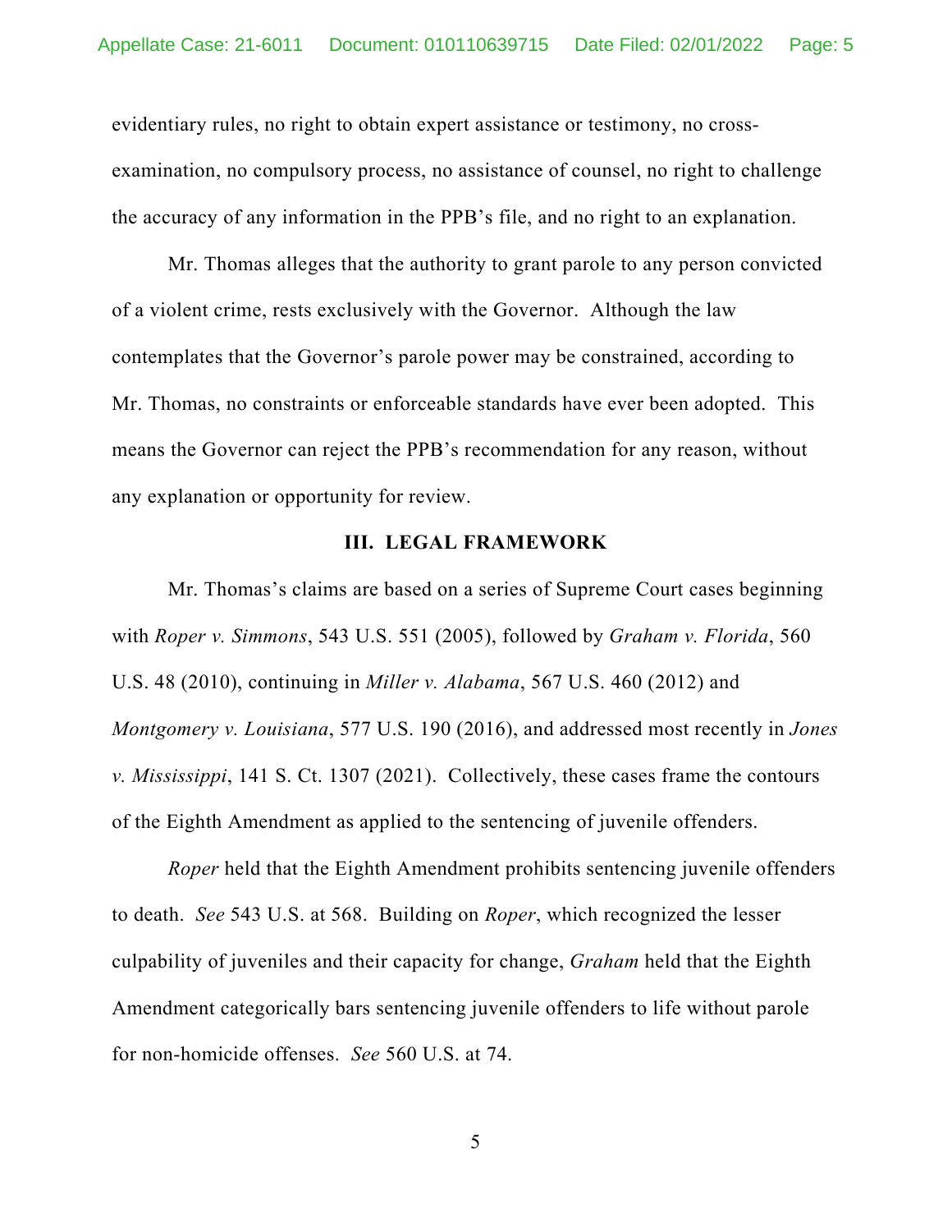evidentiary rules, no right to obtain expert assistance or testimony, no cross-examination, no compulsory process, no assistance of counsel, no right to challenge the accuracy of any information in the PPB's file, and no right to an explanation.

Mr. Thomas alleges that the authority to grant parole to any person convicted of a violent crime, rests exclusively with the Governor. Although the law contemplates that the Governor's parole power may be constrained, according to Mr. Thomas, no constraints or enforceable standards have ever been adopted. This means the Governor can reject the PPB's recommendation for any reason, without any explanation or opportunity for review.

## III. LEGAL FRAMEWORK

Mr. Thomas's claims are based on a series of Supreme Court cases beginning with *Roper v. Simmons*, 543 U.S. 551 (2005), followed by *Graham v. Florida*, 560 U.S. 48 (2010), continuing in *Miller v. Alabama*, 567 U.S. 460 (2012) and *Montgomery v. Louisiana*, 577 U.S. 190 (2016), and addressed most recently in *Jones v. Mississippi*, 141 S. Ct. 1307 (2021). Collectively, these cases frame the contours of the Eighth Amendment as applied to the sentencing of juvenile offenders.

*Roper* held that the Eighth Amendment prohibits sentencing juvenile offenders to death. *See* 543 U.S. at 568. Building on *Roper*, which recognized the lesser culpability of juveniles and their capacity for change, *Graham* held that the Eighth Amendment categorically bars sentencing juvenile offenders to life without parole for non-homicide offenses. *See* 560 U.S. at 74.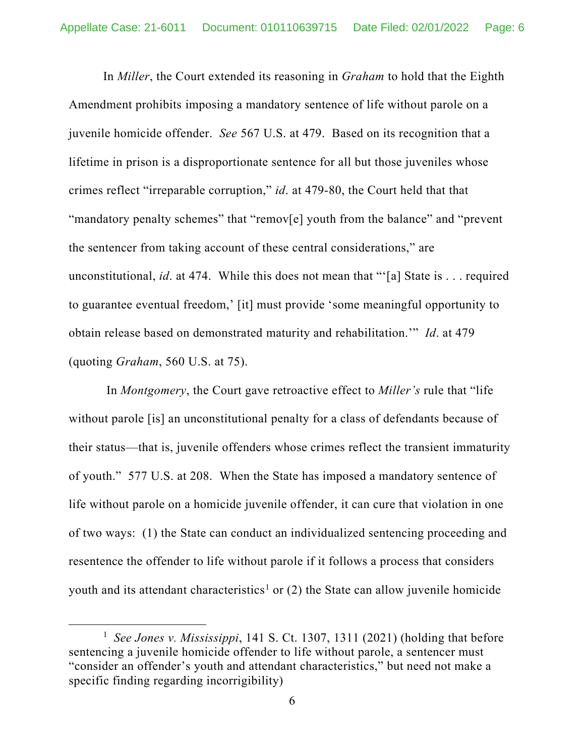In *Miller*, the Court extended its reasoning in *Graham* to hold that the Eighth Amendment prohibits imposing a mandatory sentence of life without parole on a juvenile homicide offender. *See* 567 U.S. at 479. Based on its recognition that a lifetime in prison is a disproportionate sentence for all but those juveniles whose crimes reflect "irreparable corruption," *id*. at 479-80, the Court held that that "mandatory penalty schemes" that "remov[e] youth from the balance" and "prevent the sentencer from taking account of these central considerations," are unconstitutional, *id*. at 474. While this does not mean that "'[a] State is . . . required to guarantee eventual freedom,' [it] must provide 'some meaningful opportunity to obtain release based on demonstrated maturity and rehabilitation.'" *Id*. at 479 (quoting *Graham*, 560 U.S. at 75).

In *Montgomery*, the Court gave retroactive effect to *Miller's* rule that "life without parole [is] an unconstitutional penalty for a class of defendants because of their status—that is, juvenile offenders whose crimes reflect the transient immaturity of youth." 577 U.S. at 208. When the State has imposed a mandatory sentence of life without parole on a homicide juvenile offender, it can cure that violation in one of two ways: (1) the State can conduct an individualized sentencing proceeding and resentence the offender to life without parole if it follows a process that considers youth and its attendant characteristics[1] or (2) the State can allow juvenile homicide

[1] *See Jones v. Mississippi*, 141 S. Ct. 1307, 1311 (2021) (holding that before sentencing a juvenile homicide offender to life without parole, a sentencer must "consider an offender's youth and attendant characteristics," but need not make a specific finding regarding incorrigibility)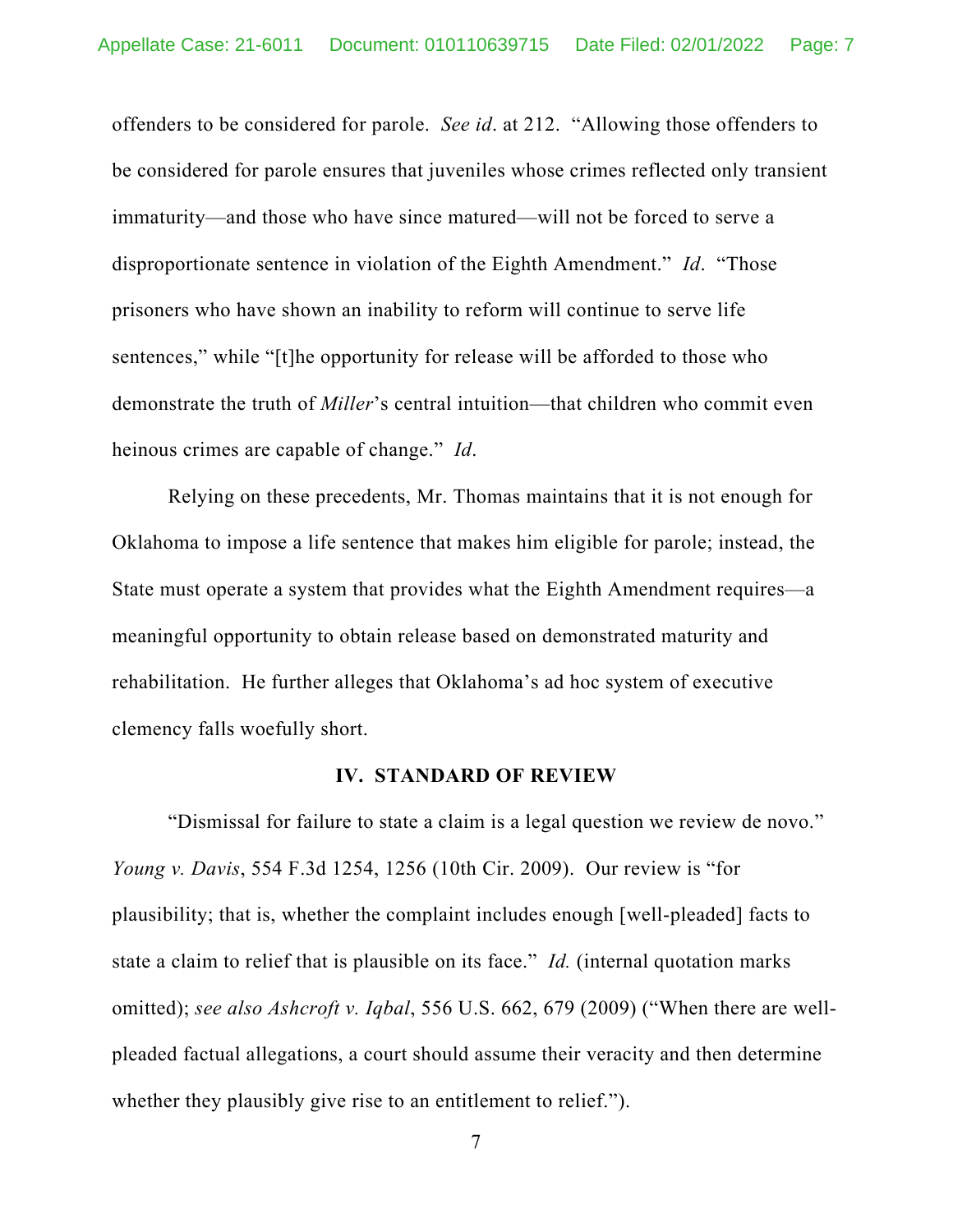offenders to be considered for parole. *See id*. at 212. "Allowing those offenders to be considered for parole ensures that juveniles whose crimes reflected only transient immaturity—and those who have since matured—will not be forced to serve a disproportionate sentence in violation of the Eighth Amendment." *Id*. "Those prisoners who have shown an inability to reform will continue to serve life sentences," while "[t]he opportunity for release will be afforded to those who demonstrate the truth of *Miller*'s central intuition—that children who commit even heinous crimes are capable of change." *Id*.

Relying on these precedents, Mr. Thomas maintains that it is not enough for Oklahoma to impose a life sentence that makes him eligible for parole; instead, the State must operate a system that provides what the Eighth Amendment requires—a meaningful opportunity to obtain release based on demonstrated maturity and rehabilitation. He further alleges that Oklahoma's ad hoc system of executive clemency falls woefully short.

## IV. STANDARD OF REVIEW

"Dismissal for failure to state a claim is a legal question we review de novo." *Young v. Davis*, 554 F.3d 1254, 1256 (10th Cir. 2009). Our review is "for plausibility; that is, whether the complaint includes enough [well-pleaded] facts to state a claim to relief that is plausible on its face." *Id.* (internal quotation marks omitted); *see also Ashcroft v. Iqbal*, 556 U.S. 662, 679 (2009) ("When there are well-pleaded factual allegations, a court should assume their veracity and then determine whether they plausibly give rise to an entitlement to relief.").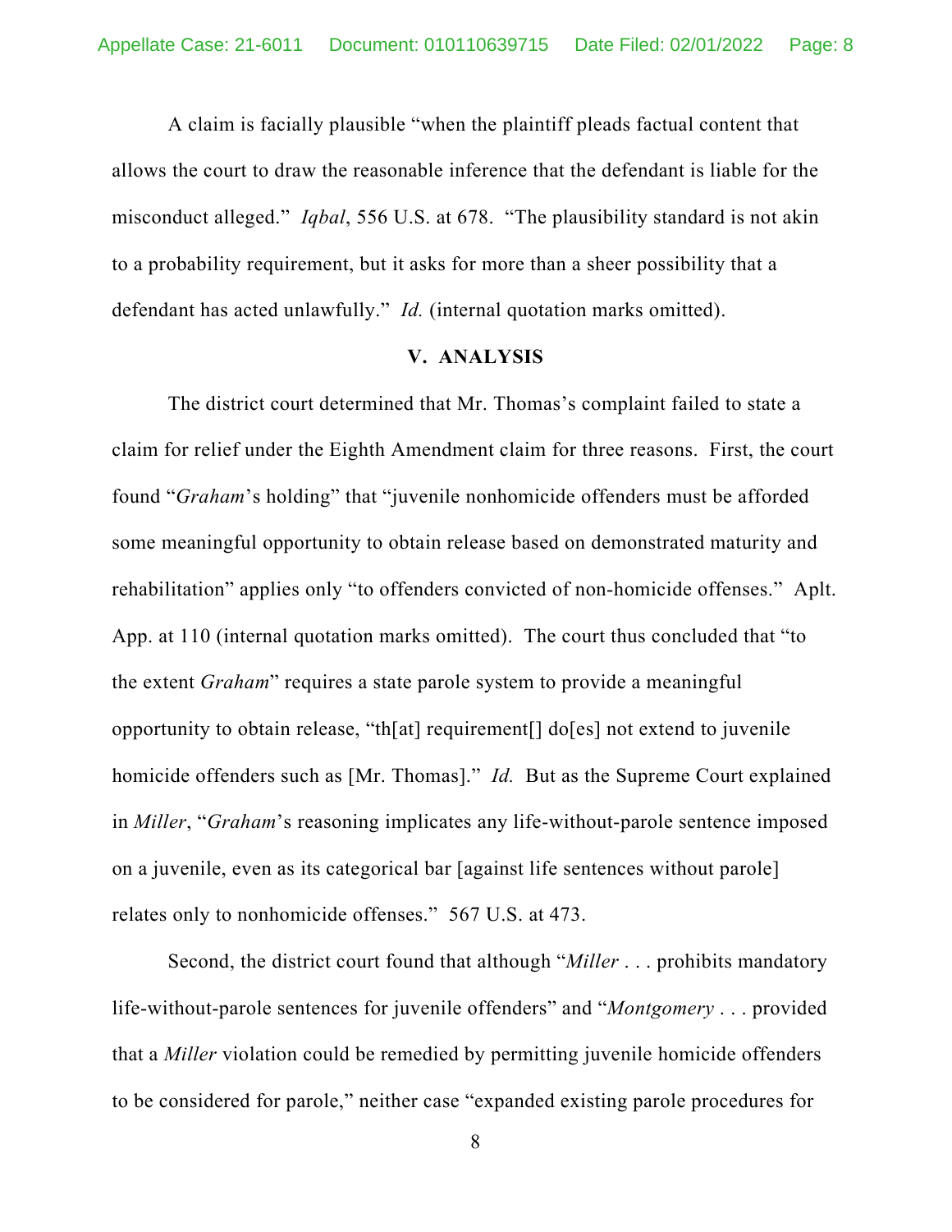A claim is facially plausible "when the plaintiff pleads factual content that allows the court to draw the reasonable inference that the defendant is liable for the misconduct alleged." *Iqbal*, 556 U.S. at 678. "The plausibility standard is not akin to a probability requirement, but it asks for more than a sheer possibility that a defendant has acted unlawfully." *Id.* (internal quotation marks omitted).

## V. ANALYSIS

The district court determined that Mr. Thomas's complaint failed to state a claim for relief under the Eighth Amendment claim for three reasons. First, the court found "*Graham*'s holding" that "juvenile nonhomicide offenders must be afforded some meaningful opportunity to obtain release based on demonstrated maturity and rehabilitation" applies only "to offenders convicted of non-homicide offenses." Aplt. App. at 110 (internal quotation marks omitted). The court thus concluded that "to the extent *Graham*" requires a state parole system to provide a meaningful opportunity to obtain release, "th[at] requirement[] do[es] not extend to juvenile homicide offenders such as [Mr. Thomas]." *Id.* But as the Supreme Court explained in *Miller*, "*Graham*'s reasoning implicates any life-without-parole sentence imposed on a juvenile, even as its categorical bar [against life sentences without parole] relates only to nonhomicide offenses." 567 U.S. at 473.

Second, the district court found that although "*Miller* . . . prohibits mandatory life-without-parole sentences for juvenile offenders" and "*Montgomery* . . . provided that a *Miller* violation could be remedied by permitting juvenile homicide offenders to be considered for parole," neither case "expanded existing parole procedures for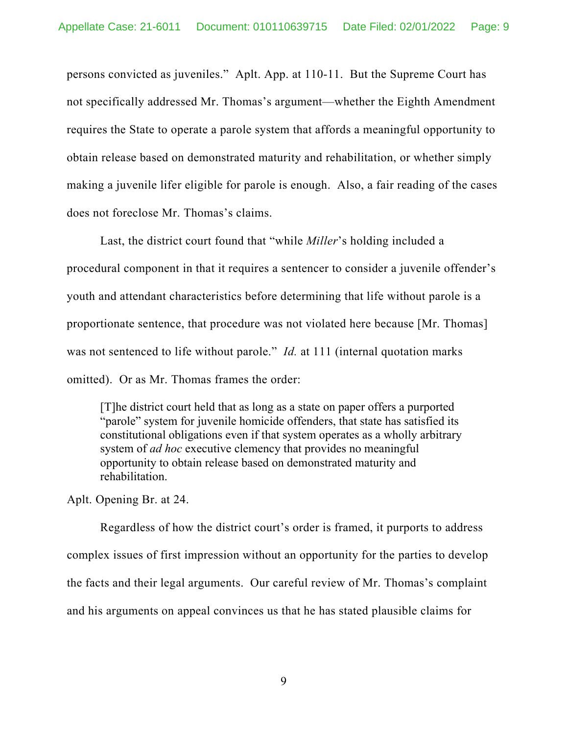persons convicted as juveniles." Aplt. App. at 110-11. But the Supreme Court has not specifically addressed Mr. Thomas's argument—whether the Eighth Amendment requires the State to operate a parole system that affords a meaningful opportunity to obtain release based on demonstrated maturity and rehabilitation, or whether simply making a juvenile lifer eligible for parole is enough. Also, a fair reading of the cases does not foreclose Mr. Thomas's claims.

Last, the district court found that "while *Miller*'s holding included a procedural component in that it requires a sentencer to consider a juvenile offender's youth and attendant characteristics before determining that life without parole is a proportionate sentence, that procedure was not violated here because [Mr. Thomas] was not sentenced to life without parole." *Id.* at 111 (internal quotation marks omitted). Or as Mr. Thomas frames the order:

> [T]he district court held that as long as a state on paper offers a purported "parole" system for juvenile homicide offenders, that state has satisfied its constitutional obligations even if that system operates as a wholly arbitrary system of *ad hoc* executive clemency that provides no meaningful opportunity to obtain release based on demonstrated maturity and rehabilitation.

Aplt. Opening Br. at 24.

Regardless of how the district court's order is framed, it purports to address complex issues of first impression without an opportunity for the parties to develop the facts and their legal arguments. Our careful review of Mr. Thomas's complaint and his arguments on appeal convinces us that he has stated plausible claims for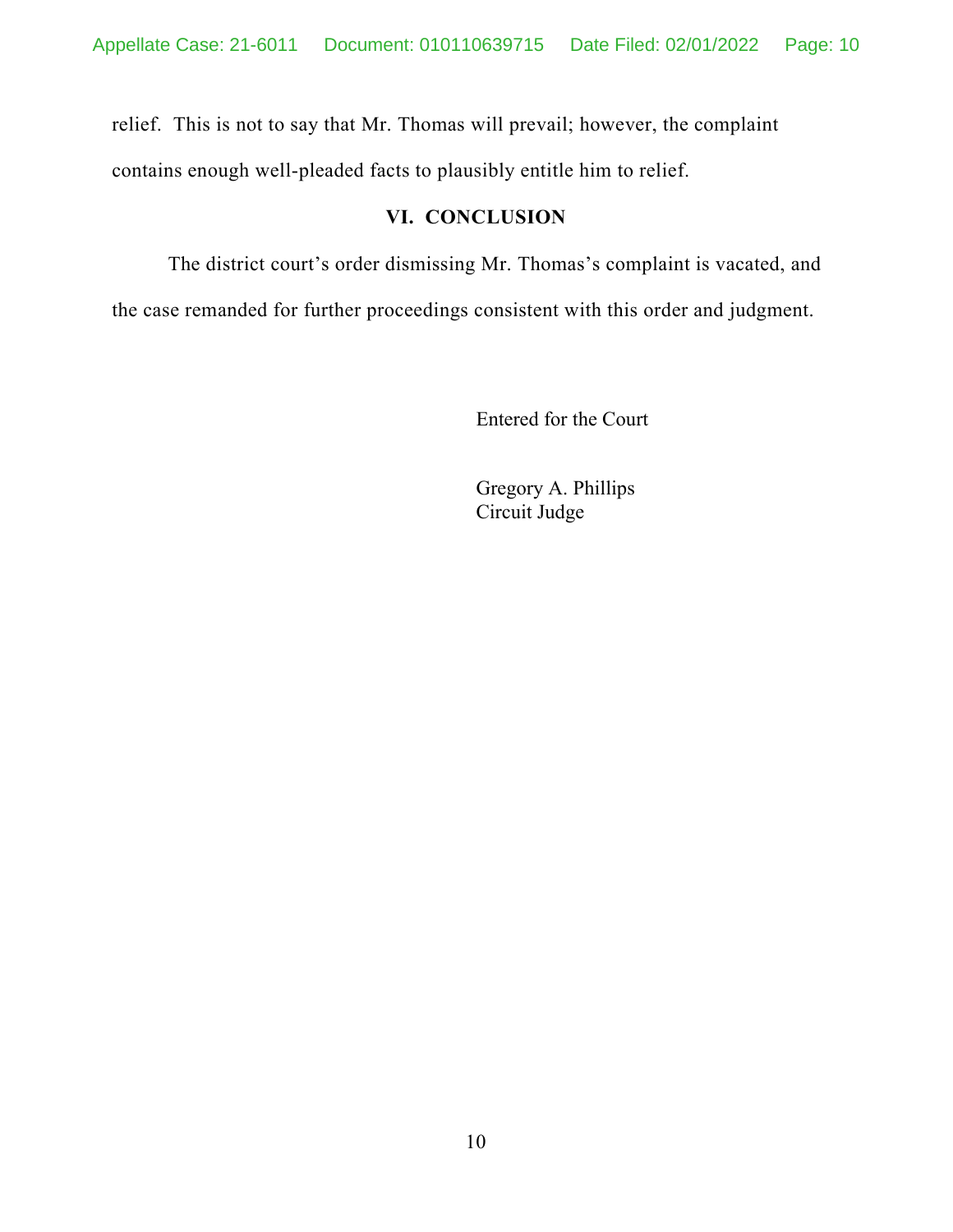relief. This is not to say that Mr. Thomas will prevail; however, the complaint contains enough well-pleaded facts to plausibly entitle him to relief.

## VI. CONCLUSION

The district court's order dismissing Mr. Thomas's complaint is vacated, and the case remanded for further proceedings consistent with this order and judgment.

Entered for the Court

Gregory A. Phillips
Circuit Judge